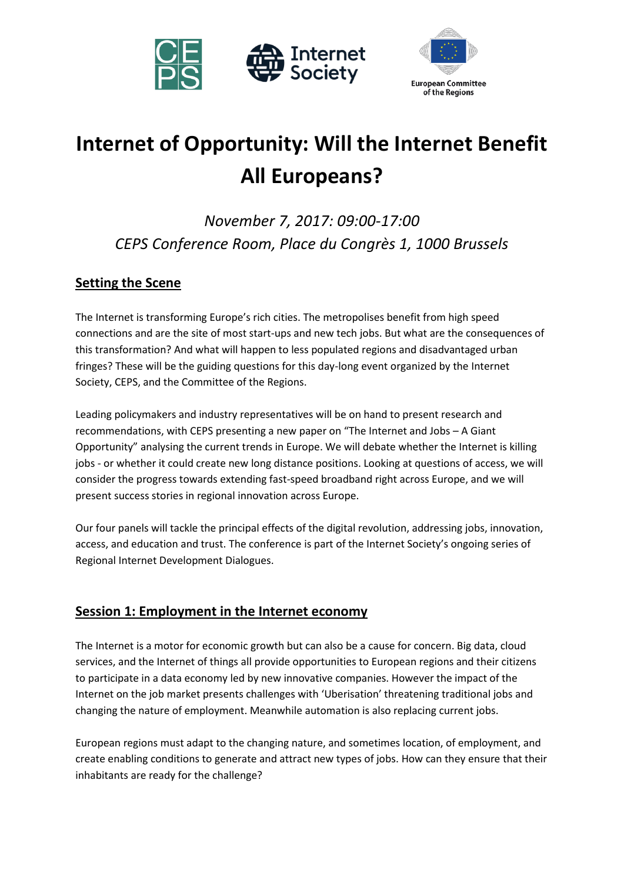# Internet of Opportunity: Will the Internet Benefit All Europeans?

*November 7, 2017: 09:00-17:00*
*CEPS Conference Room, Place du Congrès 1, 1000 Brussels*

## Setting the Scene

The Internet is transforming Europe's rich cities. The metropolises benefit from high speed connections and are the site of most start-ups and new tech jobs. But what are the consequences of this transformation? And what will happen to less populated regions and disadvantaged urban fringes? These will be the guiding questions for this day-long event organized by the Internet Society, CEPS, and the Committee of the Regions.

Leading policymakers and industry representatives will be on hand to present research and recommendations, with CEPS presenting a new paper on "The Internet and Jobs – A Giant Opportunity" analysing the current trends in Europe. We will debate whether the Internet is killing jobs - or whether it could create new long distance positions. Looking at questions of access, we will consider the progress towards extending fast-speed broadband right across Europe, and we will present success stories in regional innovation across Europe.

Our four panels will tackle the principal effects of the digital revolution, addressing jobs, innovation, access, and education and trust. The conference is part of the Internet Society's ongoing series of Regional Internet Development Dialogues.

## Session 1: Employment in the Internet economy

The Internet is a motor for economic growth but can also be a cause for concern. Big data, cloud services, and the Internet of things all provide opportunities to European regions and their citizens to participate in a data economy led by new innovative companies. However the impact of the Internet on the job market presents challenges with 'Uberisation' threatening traditional jobs and changing the nature of employment. Meanwhile automation is also replacing current jobs.

European regions must adapt to the changing nature, and sometimes location, of employment, and create enabling conditions to generate and attract new types of jobs. How can they ensure that their inhabitants are ready for the challenge?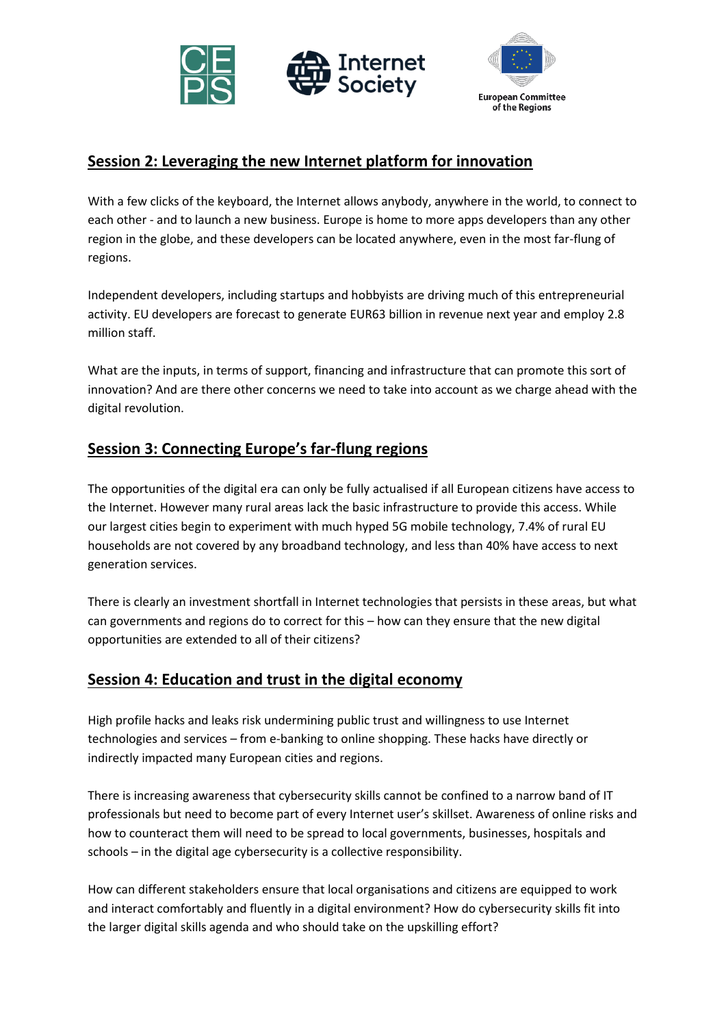## Session 2: Leveraging the new Internet platform for innovation

With a few clicks of the keyboard, the Internet allows anybody, anywhere in the world, to connect to each other - and to launch a new business. Europe is home to more apps developers than any other region in the globe, and these developers can be located anywhere, even in the most far-flung of regions.

Independent developers, including startups and hobbyists are driving much of this entrepreneurial activity. EU developers are forecast to generate EUR63 billion in revenue next year and employ 2.8 million staff.

What are the inputs, in terms of support, financing and infrastructure that can promote this sort of innovation? And are there other concerns we need to take into account as we charge ahead with the digital revolution.

## Session 3: Connecting Europe's far-flung regions

The opportunities of the digital era can only be fully actualised if all European citizens have access to the Internet. However many rural areas lack the basic infrastructure to provide this access. While our largest cities begin to experiment with much hyped 5G mobile technology, 7.4% of rural EU households are not covered by any broadband technology, and less than 40% have access to next generation services.

There is clearly an investment shortfall in Internet technologies that persists in these areas, but what can governments and regions do to correct for this – how can they ensure that the new digital opportunities are extended to all of their citizens?

## Session 4: Education and trust in the digital economy

High profile hacks and leaks risk undermining public trust and willingness to use Internet technologies and services – from e-banking to online shopping. These hacks have directly or indirectly impacted many European cities and regions.

There is increasing awareness that cybersecurity skills cannot be confined to a narrow band of IT professionals but need to become part of every Internet user's skillset. Awareness of online risks and how to counteract them will need to be spread to local governments, businesses, hospitals and schools – in the digital age cybersecurity is a collective responsibility.

How can different stakeholders ensure that local organisations and citizens are equipped to work and interact comfortably and fluently in a digital environment? How do cybersecurity skills fit into the larger digital skills agenda and who should take on the upskilling effort?